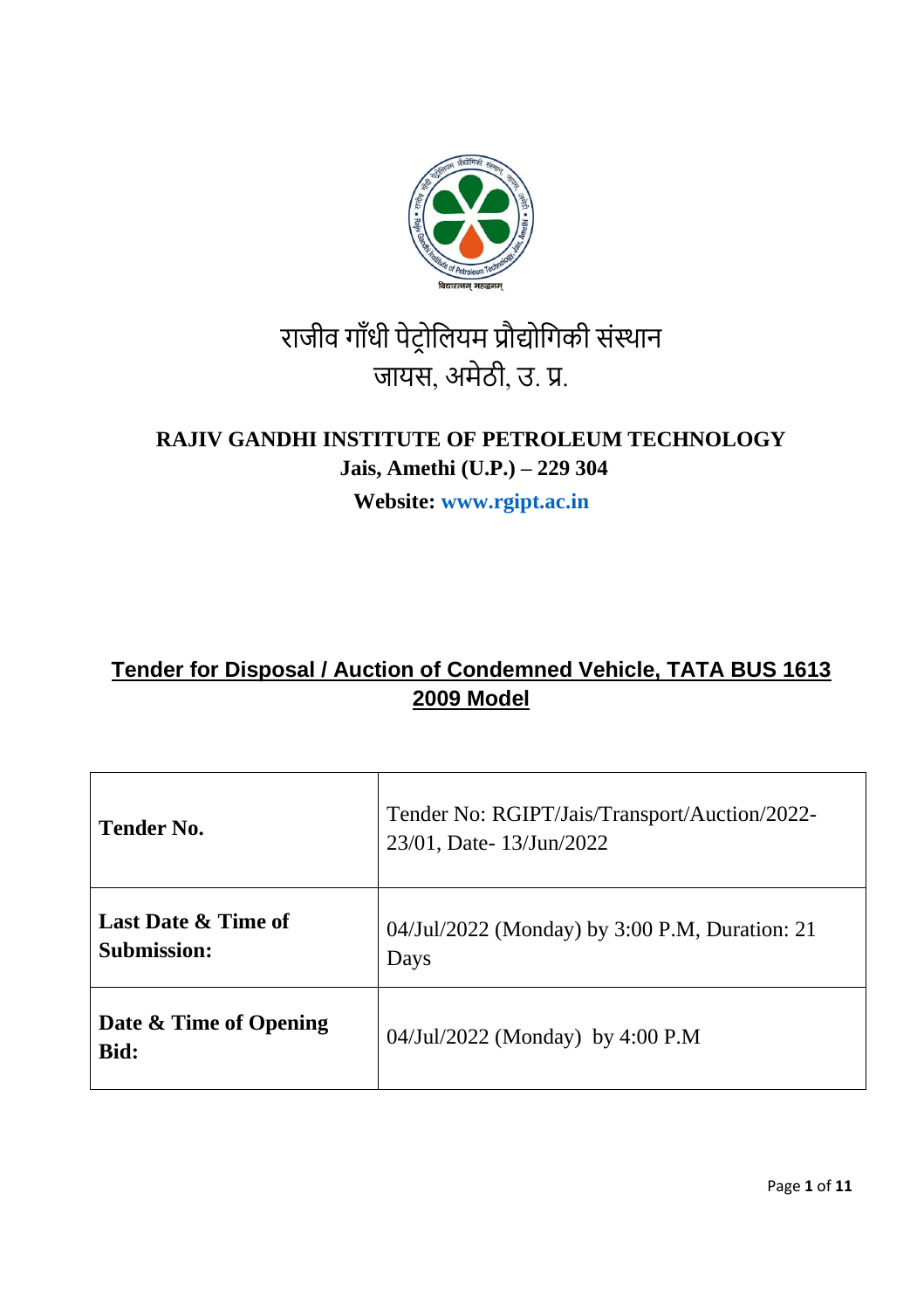राजीव गाँधी पेट्रोलियम प्रौद्योगिकी संस्थान
जायस, अमेठी, उ. प्र.

**RAJIV GANDHI INSTITUTE OF PETROLEUM TECHNOLOGY**
**Jais, Amethi (U.P.) – 229 304**
**Website: www.rgipt.ac.in**

# Tender for Disposal / Auction of Condemned Vehicle, TATA BUS 1613 2009 Model

| | |
|---|---|
| **Tender No.** | Tender No: RGIPT/Jais/Transport/Auction/2022-23/01, Date- 13/Jun/2022 |
| **Last Date & Time of Submission:** | 04/Jul/2022 (Monday) by 3:00 P.M, Duration: 21 Days |
| **Date & Time of Opening Bid:** | 04/Jul/2022 (Monday) by 4:00 P.M |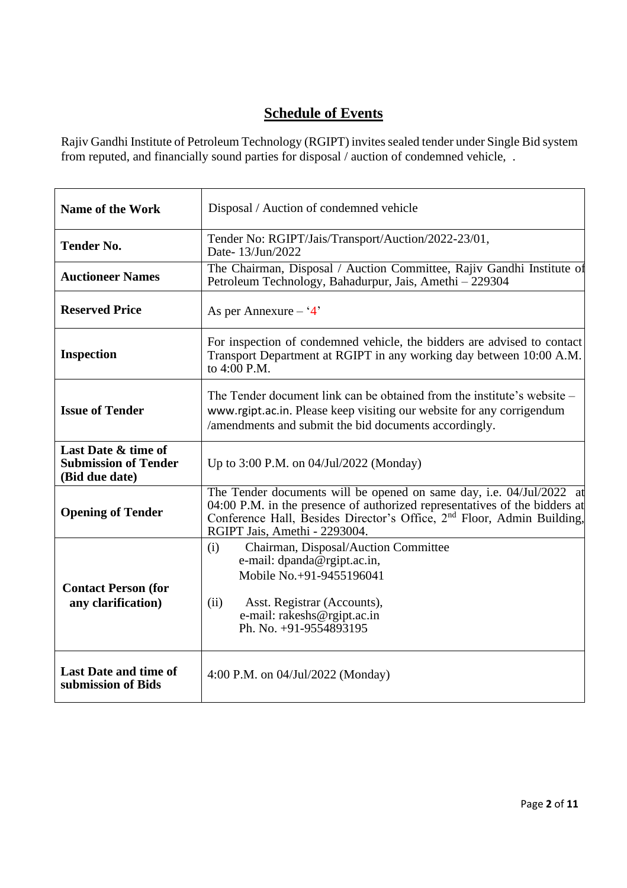# Schedule of Events

Rajiv Gandhi Institute of Petroleum Technology (RGIPT) invites sealed tender under Single Bid system from reputed, and financially sound parties for disposal / auction of condemned vehicle, .

| | |
|---|---|
| **Name of the Work** | Disposal / Auction of condemned vehicle |
| **Tender No.** | Tender No: RGIPT/Jais/Transport/Auction/2022-23/01, Date- 13/Jun/2022 |
| **Auctioneer Names** | The Chairman, Disposal / Auction Committee, Rajiv Gandhi Institute of Petroleum Technology, Bahadurpur, Jais, Amethi – 229304 |
| **Reserved Price** | As per Annexure – '4' |
| **Inspection** | For inspection of condemned vehicle, the bidders are advised to contact Transport Department at RGIPT in any working day between 10:00 A.M. to 4:00 P.M. |
| **Issue of Tender** | The Tender document link can be obtained from the institute's website – www.rgipt.ac.in. Please keep visiting our website for any corrigendum /amendments and submit the bid documents accordingly. |
| **Last Date & time of Submission of Tender (Bid due date)** | Up to 3:00 P.M. on 04/Jul/2022 (Monday) |
| **Opening of Tender** | The Tender documents will be opened on same day, i.e. 04/Jul/2022 at 04:00 P.M. in the presence of authorized representatives of the bidders at Conference Hall, Besides Director's Office, 2nd Floor, Admin Building, RGIPT Jais, Amethi - 2293004. |
| **Contact Person (for any clarification)** | (i) Chairman, Disposal/Auction Committee<br>e-mail: dpanda@rgipt.ac.in,<br>Mobile No.+91-9455196041<br><br>(ii) Asst. Registrar (Accounts),<br>e-mail: rakeshs@rgipt.ac.in<br>Ph. No. +91-9554893195 |
| **Last Date and time of submission of Bids** | 4:00 P.M. on 04/Jul/2022 (Monday) |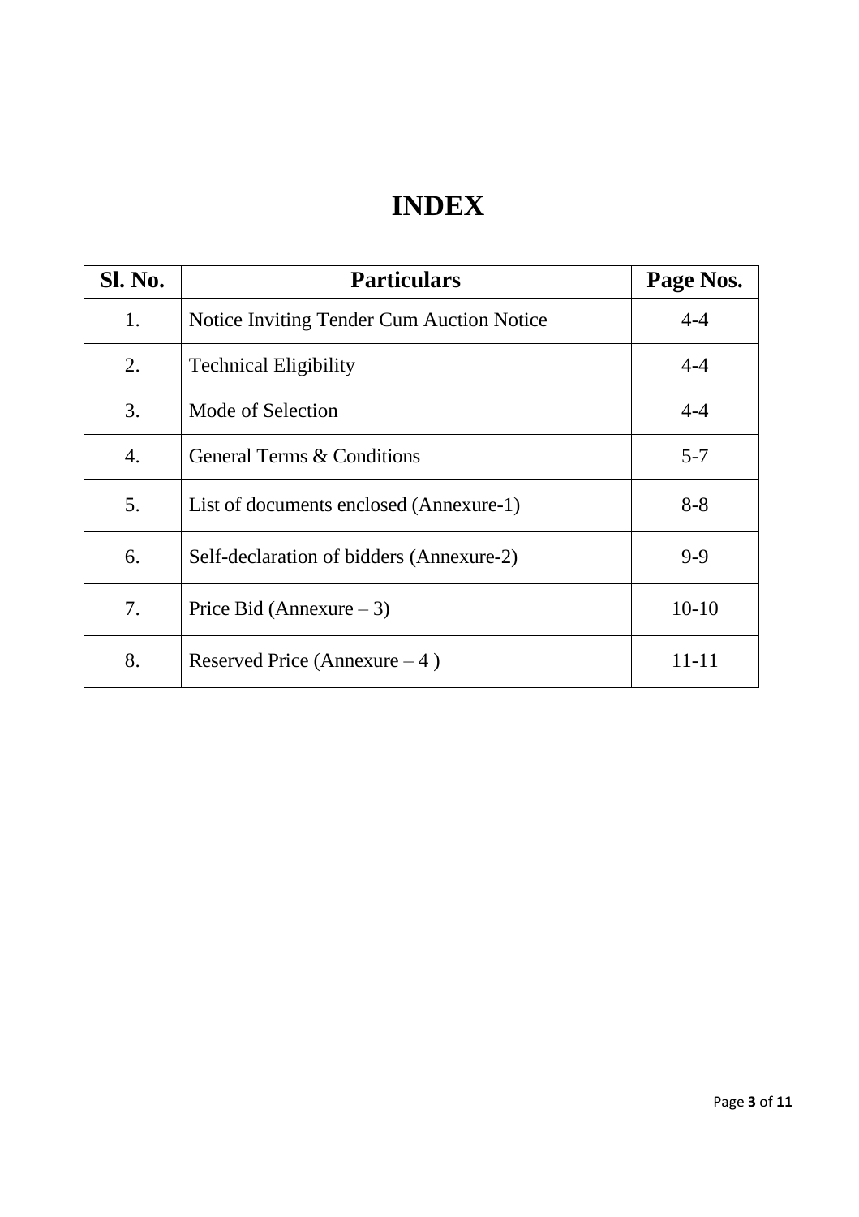# INDEX

| Sl. No. | Particulars | Page Nos. |
|---|---|---|
| 1. | Notice Inviting Tender Cum Auction Notice | 4-4 |
| 2. | Technical Eligibility | 4-4 |
| 3. | Mode of Selection | 4-4 |
| 4. | General Terms & Conditions | 5-7 |
| 5. | List of documents enclosed (Annexure-1) | 8-8 |
| 6. | Self-declaration of bidders (Annexure-2) | 9-9 |
| 7. | Price Bid (Annexure – 3) | 10-10 |
| 8. | Reserved Price (Annexure – 4 ) | 11-11 |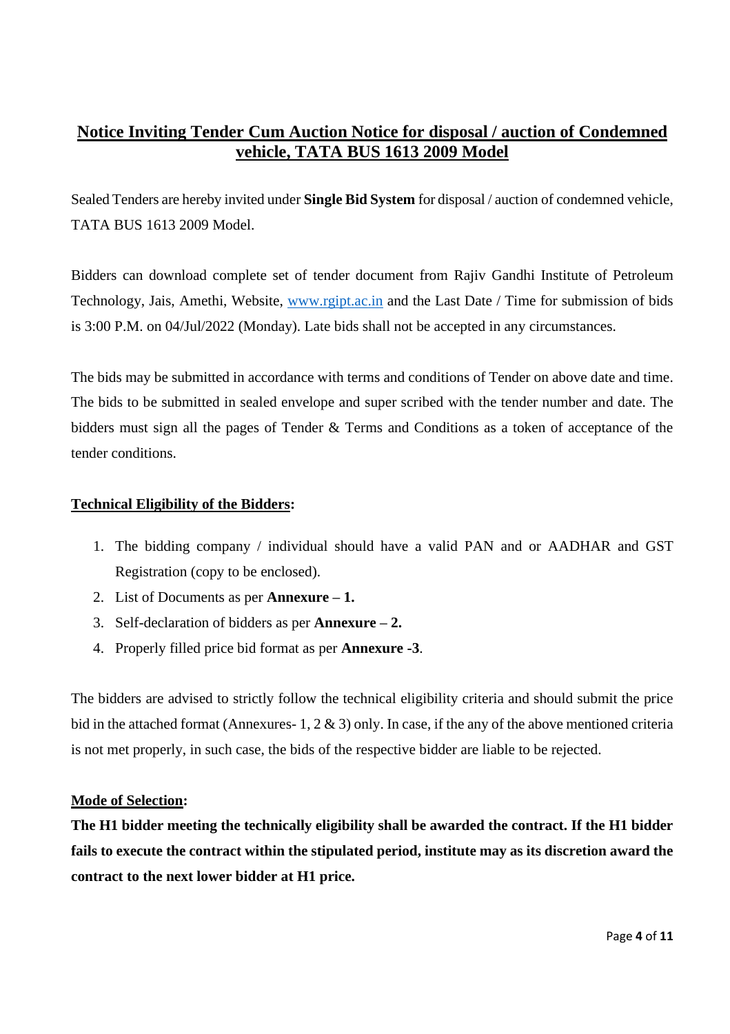## Notice Inviting Tender Cum Auction Notice for disposal / auction of Condemned vehicle, TATA BUS 1613 2009 Model

Sealed Tenders are hereby invited under **Single Bid System** for disposal / auction of condemned vehicle, TATA BUS 1613 2009 Model.

Bidders can download complete set of tender document from Rajiv Gandhi Institute of Petroleum Technology, Jais, Amethi, Website, www.rgipt.ac.in and the Last Date / Time for submission of bids is 3:00 P.M. on 04/Jul/2022 (Monday). Late bids shall not be accepted in any circumstances.

The bids may be submitted in accordance with terms and conditions of Tender on above date and time. The bids to be submitted in sealed envelope and super scribed with the tender number and date. The bidders must sign all the pages of Tender & Terms and Conditions as a token of acceptance of the tender conditions.

**Technical Eligibility of the Bidders:**

1. The bidding company / individual should have a valid PAN and or AADHAR and GST Registration (copy to be enclosed).
2. List of Documents as per **Annexure – 1.**
3. Self-declaration of bidders as per **Annexure – 2.**
4. Properly filled price bid format as per **Annexure -3**.

The bidders are advised to strictly follow the technical eligibility criteria and should submit the price bid in the attached format (Annexures- 1, 2 & 3) only. In case, if the any of the above mentioned criteria is not met properly, in such case, the bids of the respective bidder are liable to be rejected.

**Mode of Selection:**

**The H1 bidder meeting the technically eligibility shall be awarded the contract. If the H1 bidder fails to execute the contract within the stipulated period, institute may as its discretion award the contract to the next lower bidder at H1 price.**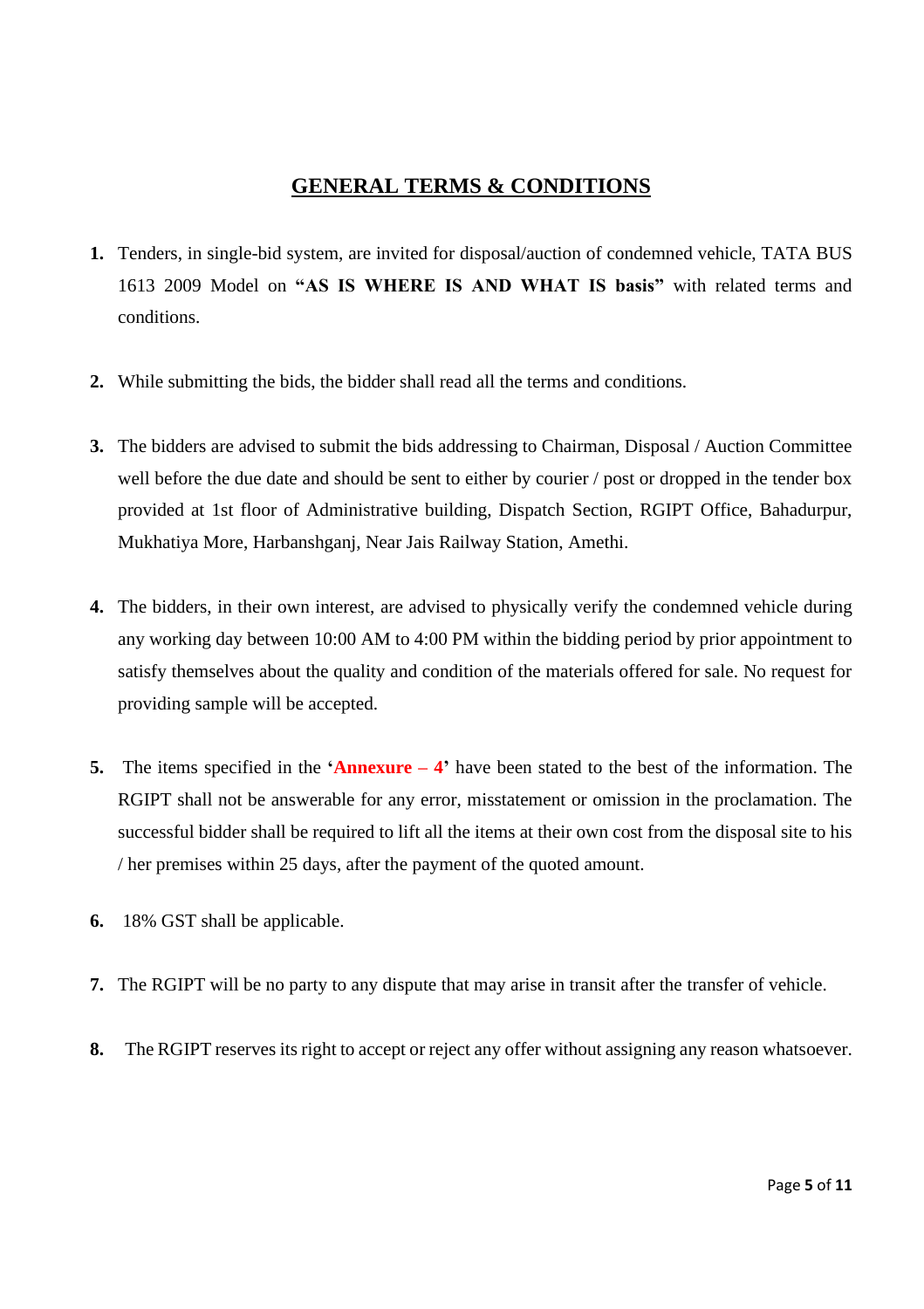## GENERAL TERMS & CONDITIONS

1. Tenders, in single-bid system, are invited for disposal/auction of condemned vehicle, TATA BUS 1613 2009 Model on **"AS IS WHERE IS AND WHAT IS basis"** with related terms and conditions.

2. While submitting the bids, the bidder shall read all the terms and conditions.

3. The bidders are advised to submit the bids addressing to Chairman, Disposal / Auction Committee well before the due date and should be sent to either by courier / post or dropped in the tender box provided at 1st floor of Administrative building, Dispatch Section, RGIPT Office, Bahadurpur, Mukhatiya More, Harbanshganj, Near Jais Railway Station, Amethi.

4. The bidders, in their own interest, are advised to physically verify the condemned vehicle during any working day between 10:00 AM to 4:00 PM within the bidding period by prior appointment to satisfy themselves about the quality and condition of the materials offered for sale. No request for providing sample will be accepted.

5. The items specified in the **'Annexure – 4'** have been stated to the best of the information. The RGIPT shall not be answerable for any error, misstatement or omission in the proclamation. The successful bidder shall be required to lift all the items at their own cost from the disposal site to his / her premises within 25 days, after the payment of the quoted amount.

6. 18% GST shall be applicable.

7. The RGIPT will be no party to any dispute that may arise in transit after the transfer of vehicle.

8. The RGIPT reserves its right to accept or reject any offer without assigning any reason whatsoever.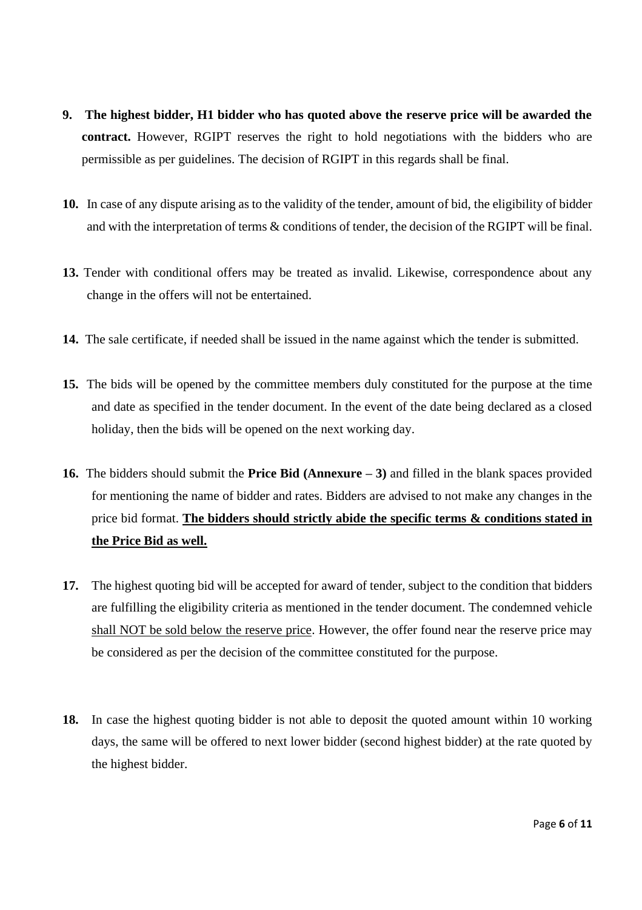9. **The highest bidder, H1 bidder who has quoted above the reserve price will be awarded the contract.** However, RGIPT reserves the right to hold negotiations with the bidders who are permissible as per guidelines. The decision of RGIPT in this regards shall be final.

10. In case of any dispute arising as to the validity of the tender, amount of bid, the eligibility of bidder and with the interpretation of terms & conditions of tender, the decision of the RGIPT will be final.

13. Tender with conditional offers may be treated as invalid. Likewise, correspondence about any change in the offers will not be entertained.

14. The sale certificate, if needed shall be issued in the name against which the tender is submitted.

15. The bids will be opened by the committee members duly constituted for the purpose at the time and date as specified in the tender document. In the event of the date being declared as a closed holiday, then the bids will be opened on the next working day.

16. The bidders should submit the **Price Bid (Annexure – 3)** and filled in the blank spaces provided for mentioning the name of bidder and rates. Bidders are advised to not make any changes in the price bid format. <u>**The bidders should strictly abide the specific terms & conditions stated in the Price Bid as well.**</u>

17. The highest quoting bid will be accepted for award of tender, subject to the condition that bidders are fulfilling the eligibility criteria as mentioned in the tender document. The condemned vehicle <u>shall NOT be sold below the reserve price</u>. However, the offer found near the reserve price may be considered as per the decision of the committee constituted for the purpose.

18. In case the highest quoting bidder is not able to deposit the quoted amount within 10 working days, the same will be offered to next lower bidder (second highest bidder) at the rate quoted by the highest bidder.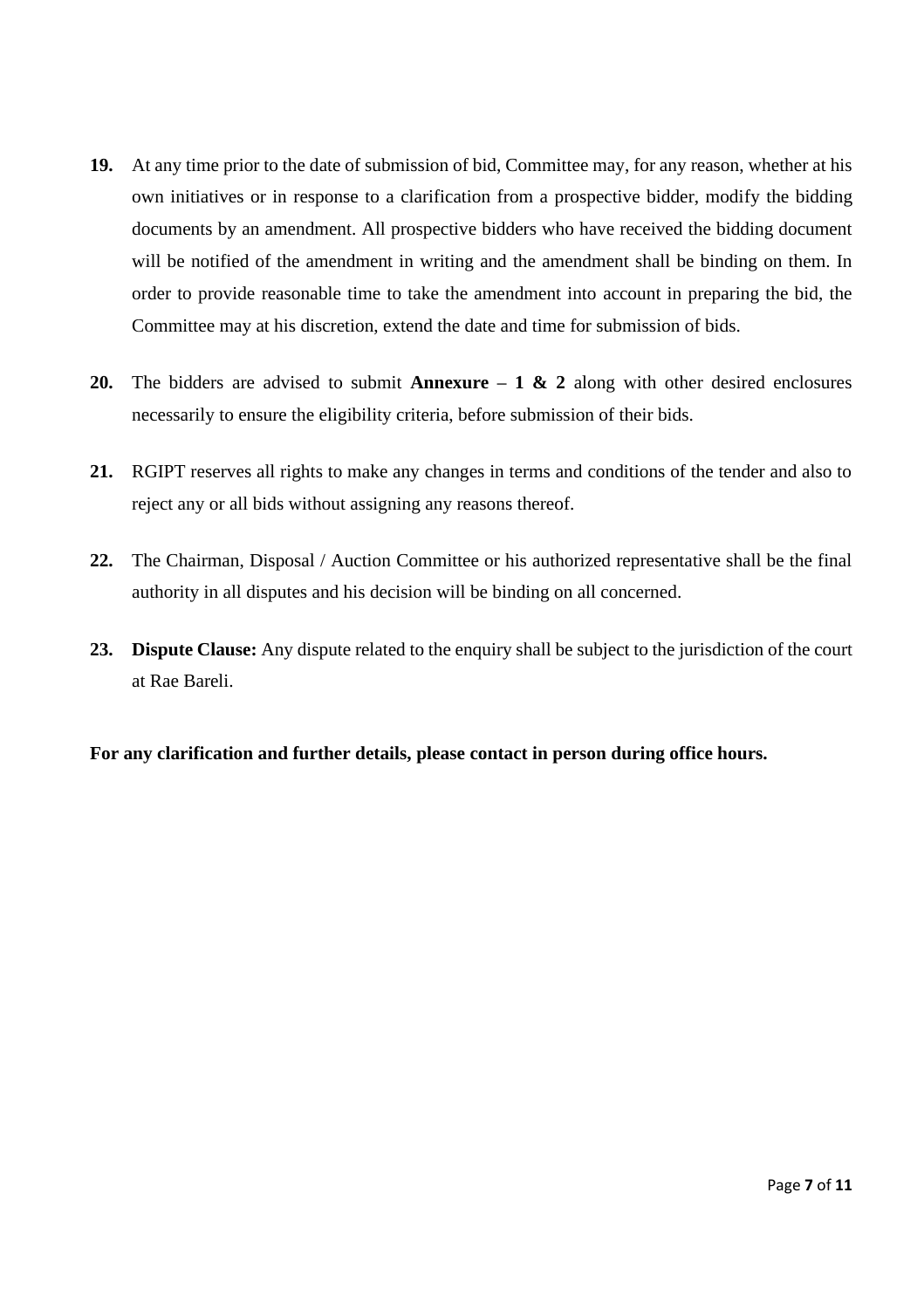**19.** At any time prior to the date of submission of bid, Committee may, for any reason, whether at his own initiatives or in response to a clarification from a prospective bidder, modify the bidding documents by an amendment. All prospective bidders who have received the bidding document will be notified of the amendment in writing and the amendment shall be binding on them. In order to provide reasonable time to take the amendment into account in preparing the bid, the Committee may at his discretion, extend the date and time for submission of bids.

**20.** The bidders are advised to submit **Annexure – 1 & 2** along with other desired enclosures necessarily to ensure the eligibility criteria, before submission of their bids.

**21.** RGIPT reserves all rights to make any changes in terms and conditions of the tender and also to reject any or all bids without assigning any reasons thereof.

**22.** The Chairman, Disposal / Auction Committee or his authorized representative shall be the final authority in all disputes and his decision will be binding on all concerned.

**23.** **Dispute Clause:** Any dispute related to the enquiry shall be subject to the jurisdiction of the court at Rae Bareli.

**For any clarification and further details, please contact in person during office hours.**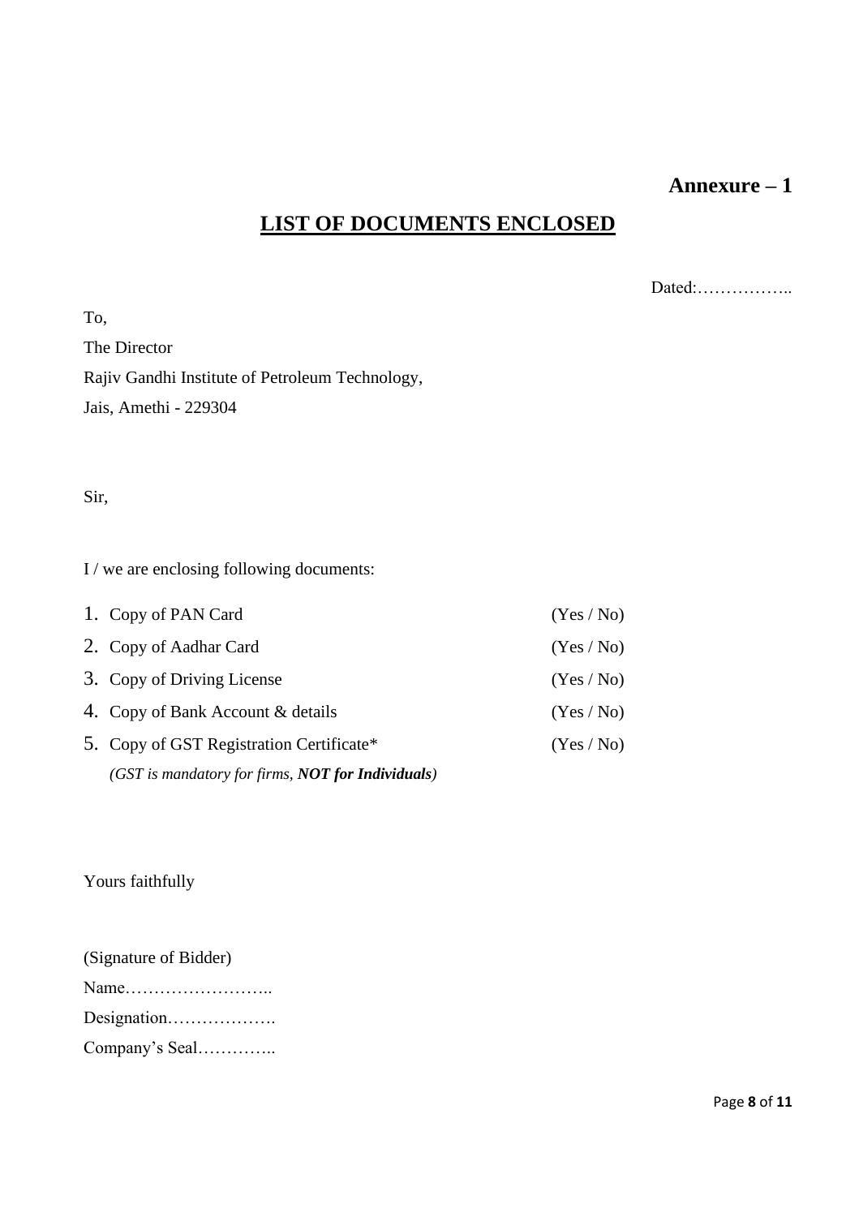**Annexure – 1**

# LIST OF DOCUMENTS ENCLOSED

Dated:……………..

To,

The Director

Rajiv Gandhi Institute of Petroleum Technology,

Jais, Amethi - 229304

Sir,

I / we are enclosing following documents:

1. Copy of PAN Card (Yes / No)
2. Copy of Aadhar Card (Yes / No)
3. Copy of Driving License (Yes / No)
4. Copy of Bank Account & details (Yes / No)
5. Copy of GST Registration Certificate* (Yes / No)
   *(GST is mandatory for firms,* ***NOT for Individuals****)*

Yours faithfully

(Signature of Bidder)

Name……………………..

Designation……………….

Company's Seal…………..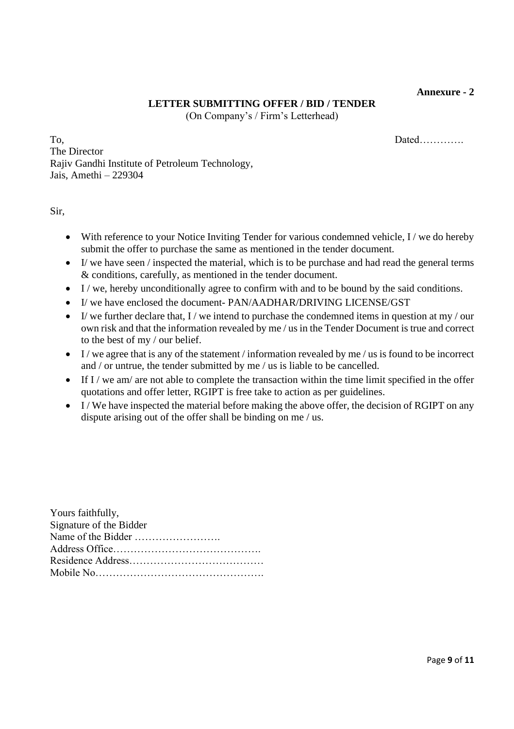**Annexure - 2**

**LETTER SUBMITTING OFFER / BID / TENDER**

(On Company's / Firm's Letterhead)

To,  
The Director  
Rajiv Gandhi Institute of Petroleum Technology,  
Jais, Amethi – 229304

Dated………….

Sir,

- With reference to your Notice Inviting Tender for various condemned vehicle, I / we do hereby submit the offer to purchase the same as mentioned in the tender document.
- I/ we have seen / inspected the material, which is to be purchase and had read the general terms & conditions, carefully, as mentioned in the tender document.
- I / we, hereby unconditionally agree to confirm with and to be bound by the said conditions.
- I/ we have enclosed the document- PAN/AADHAR/DRIVING LICENSE/GST
- I/ we further declare that, I / we intend to purchase the condemned items in question at my / our own risk and that the information revealed by me / us in the Tender Document is true and correct to the best of my / our belief.
- I / we agree that is any of the statement / information revealed by me / us is found to be incorrect and / or untrue, the tender submitted by me / us is liable to be cancelled.
- If I / we am/ are not able to complete the transaction within the time limit specified in the offer quotations and offer letter, RGIPT is free take to action as per guidelines.
- I / We have inspected the material before making the above offer, the decision of RGIPT on any dispute arising out of the offer shall be binding on me / us.

Yours faithfully,  
Signature of the Bidder  
Name of the Bidder …………………….  
Address Office…………………………………….  
Residence Address…………………………………  
Mobile No………………………………………….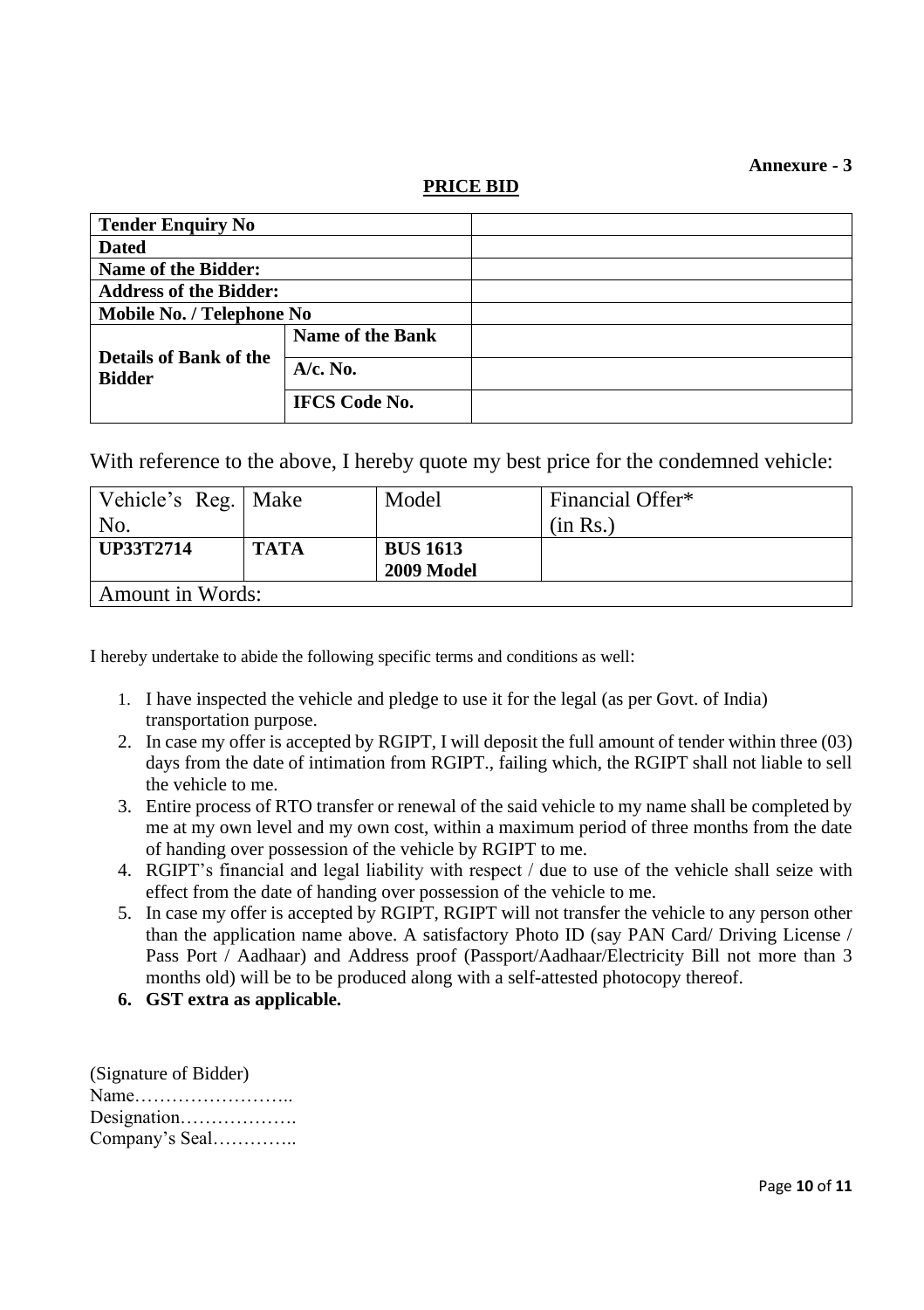**Annexure - 3**

**PRICE BID**

| **Tender Enquiry No** | | |
|---|---|---|
| **Dated** | | |
| **Name of the Bidder:** | | |
| **Address of the Bidder:** | | |
| **Mobile No. / Telephone No** | | |
| **Details of Bank of the Bidder** | **Name of the Bank** | |
| | **A/c. No.** | |
| | **IFCS Code No.** | |

With reference to the above, I hereby quote my best price for the condemned vehicle:

| Vehicle's Reg. No. | Make | Model | Financial Offer* (in Rs.) |
|---|---|---|---|
| **UP33T2714** | **TATA** | **BUS 1613 2009 Model** | |
| Amount in Words: | | | |

I hereby undertake to abide the following specific terms and conditions as well:

1. I have inspected the vehicle and pledge to use it for the legal (as per Govt. of India) transportation purpose.
2. In case my offer is accepted by RGIPT, I will deposit the full amount of tender within three (03) days from the date of intimation from RGIPT., failing which, the RGIPT shall not liable to sell the vehicle to me.
3. Entire process of RTO transfer or renewal of the said vehicle to my name shall be completed by me at my own level and my own cost, within a maximum period of three months from the date of handing over possession of the vehicle by RGIPT to me.
4. RGIPT's financial and legal liability with respect / due to use of the vehicle shall seize with effect from the date of handing over possession of the vehicle to me.
5. In case my offer is accepted by RGIPT, RGIPT will not transfer the vehicle to any person other than the application name above. A satisfactory Photo ID (say PAN Card/ Driving License / Pass Port / Aadhaar) and Address proof (Passport/Aadhaar/Electricity Bill not more than 3 months old) will be to be produced along with a self-attested photocopy thereof.
6. **GST extra as applicable.**

(Signature of Bidder)
Name……………………..
Designation……………….
Company's Seal…………..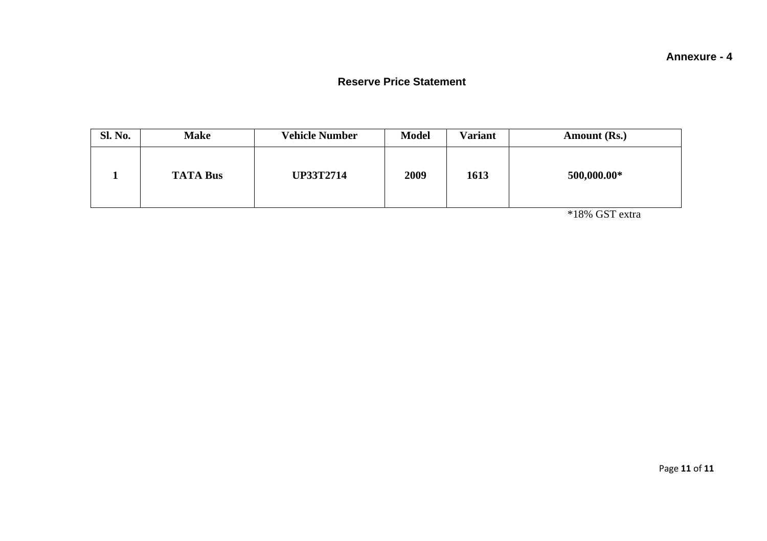**Annexure - 4**

## Reserve Price Statement

| Sl. No. | Make | Vehicle Number | Model | Variant | Amount (Rs.) |
|---|---|---|---|---|---|
| **1** | **TATA Bus** | **UP33T2714** | **2009** | **1613** | **500,000.00*** |

*18% GST extra